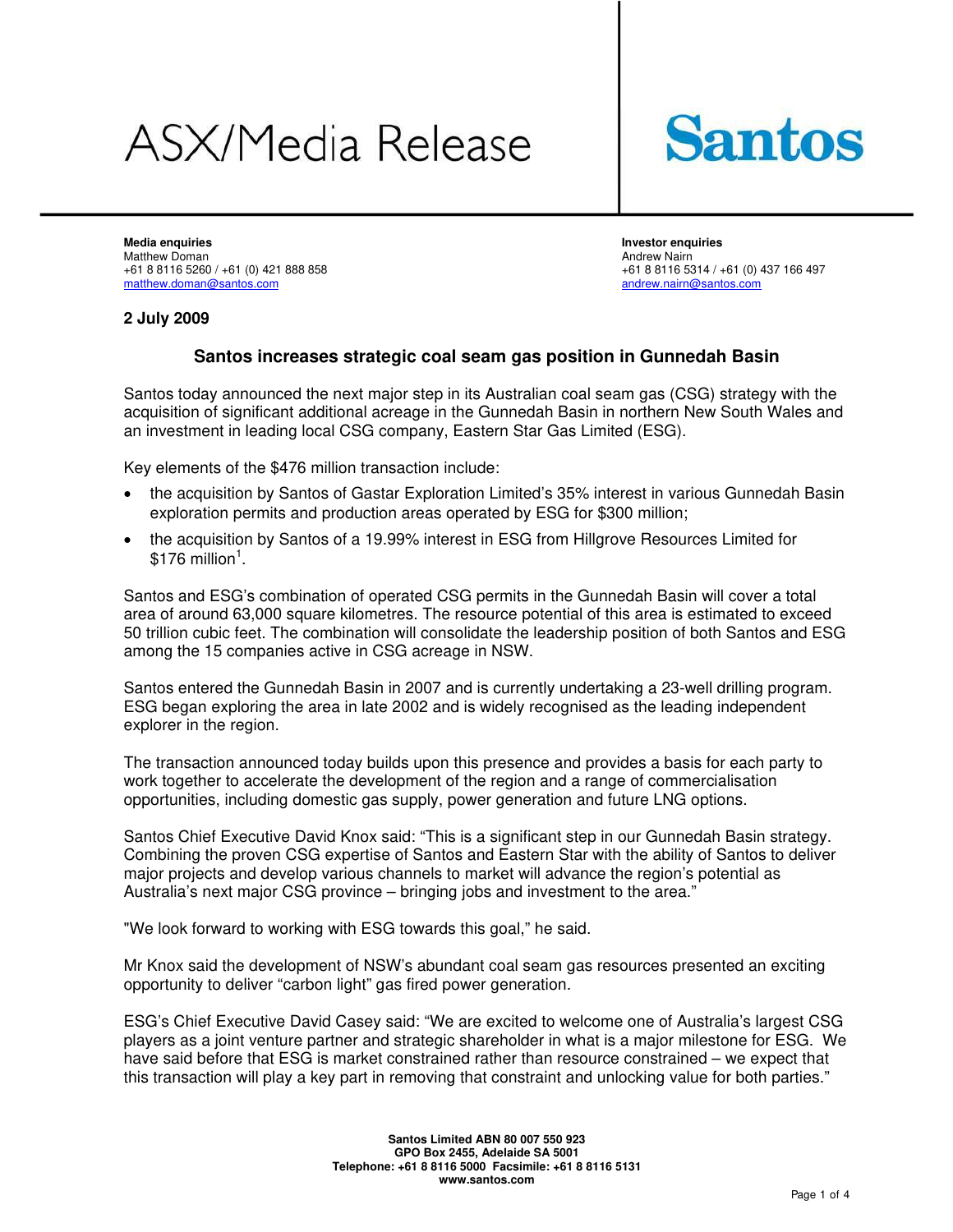# ASX/Media Release

**Santos**

**Media enquiries**
Matthew Doman
+61 8 8116 5260 / +61 (0) 421 888 858
matthew.doman@santos.com

**Investor enquiries**
Andrew Nairn
+61 8 8116 5314 / +61 (0) 437 166 497
andrew.nairn@santos.com

**2 July 2009**

## Santos increases strategic coal seam gas position in Gunnedah Basin

Santos today announced the next major step in its Australian coal seam gas (CSG) strategy with the acquisition of significant additional acreage in the Gunnedah Basin in northern New South Wales and an investment in leading local CSG company, Eastern Star Gas Limited (ESG).

Key elements of the $476 million transaction include:

- the acquisition by Santos of Gastar Exploration Limited's 35% interest in various Gunnedah Basin exploration permits and production areas operated by ESG for $300 million;
- the acquisition by Santos of a 19.99% interest in ESG from Hillgrove Resources Limited for $176 million[1].

Santos and ESG's combination of operated CSG permits in the Gunnedah Basin will cover a total area of around 63,000 square kilometres. The resource potential of this area is estimated to exceed 50 trillion cubic feet. The combination will consolidate the leadership position of both Santos and ESG among the 15 companies active in CSG acreage in NSW.

Santos entered the Gunnedah Basin in 2007 and is currently undertaking a 23-well drilling program. ESG began exploring the area in late 2002 and is widely recognised as the leading independent explorer in the region.

The transaction announced today builds upon this presence and provides a basis for each party to work together to accelerate the development of the region and a range of commercialisation opportunities, including domestic gas supply, power generation and future LNG options.

Santos Chief Executive David Knox said: "This is a significant step in our Gunnedah Basin strategy. Combining the proven CSG expertise of Santos and Eastern Star with the ability of Santos to deliver major projects and develop various channels to market will advance the region's potential as Australia's next major CSG province – bringing jobs and investment to the area."

"We look forward to working with ESG towards this goal," he said.

Mr Knox said the development of NSW's abundant coal seam gas resources presented an exciting opportunity to deliver "carbon light" gas fired power generation.

ESG's Chief Executive David Casey said: "We are excited to welcome one of Australia's largest CSG players as a joint venture partner and strategic shareholder in what is a major milestone for ESG. We have said before that ESG is market constrained rather than resource constrained – we expect that this transaction will play a key part in removing that constraint and unlocking value for both parties."

**Santos Limited ABN 80 007 550 923**
**GPO Box 2455, Adelaide SA 5001**
**Telephone: +61 8 8116 5000 Facsimile: +61 8 8116 5131**
**www.santos.com**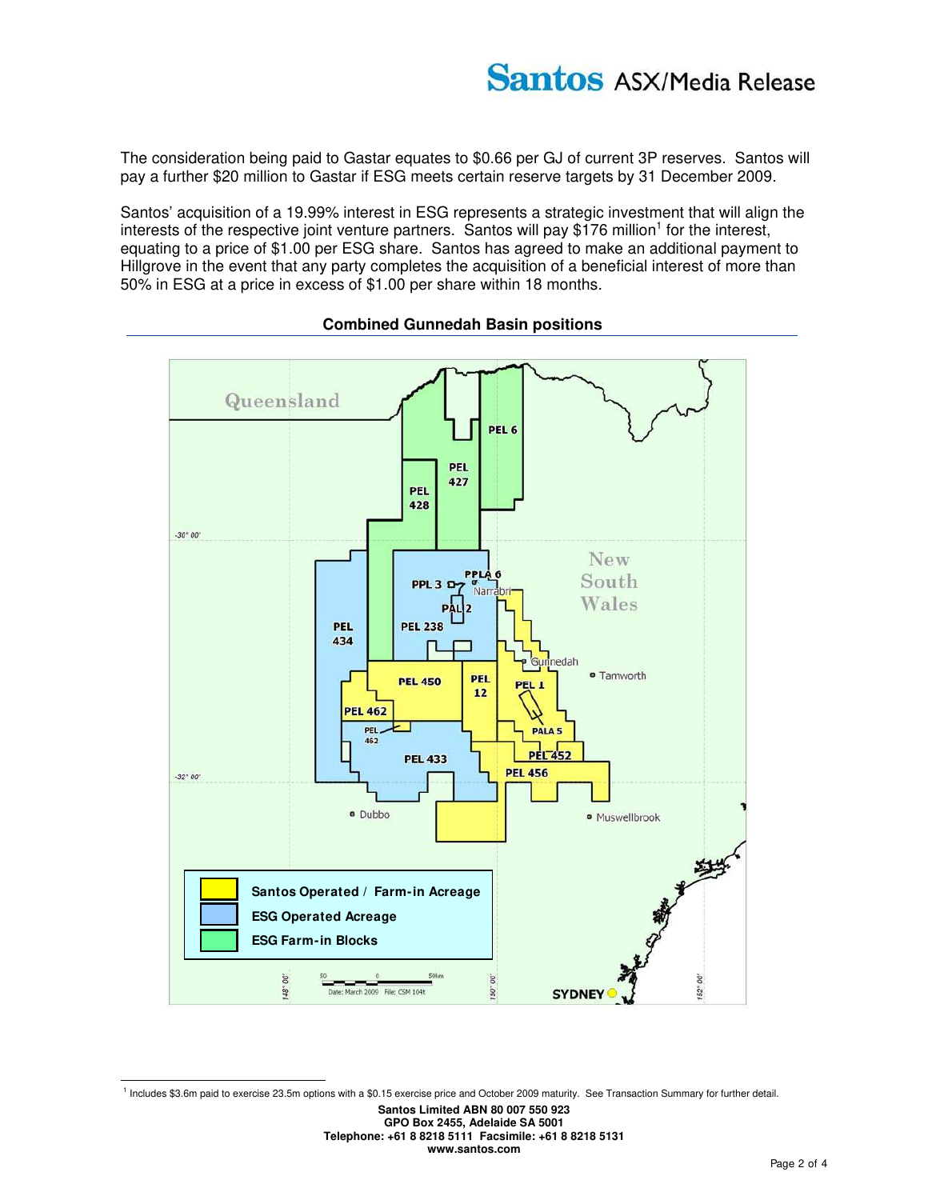The consideration being paid to Gastar equates to $0.66 per GJ of current 3P reserves. Santos will pay a further $20 million to Gastar if ESG meets certain reserve targets by 31 December 2009.

Santos' acquisition of a 19.99% interest in ESG represents a strategic investment that will align the interests of the respective joint venture partners. Santos will pay $176 million[1] for the interest, equating to a price of $1.00 per ESG share. Santos has agreed to make an additional payment to Hillgrove in the event that any party completes the acquisition of a beneficial interest of more than 50% in ESG at a price in excess of $1.00 per share within 18 months.

**Combined Gunnedah Basin positions**

[1] Includes $3.6m paid to exercise 23.5m options with a $0.15 exercise price and October 2009 maturity. See Transaction Summary for further detail.

**Santos Limited ABN 80 007 550 923**
**GPO Box 2455, Adelaide SA 5001**
**Telephone: +61 8 8218 5111 Facsimile: +61 8 8218 5131**
**www.santos.com**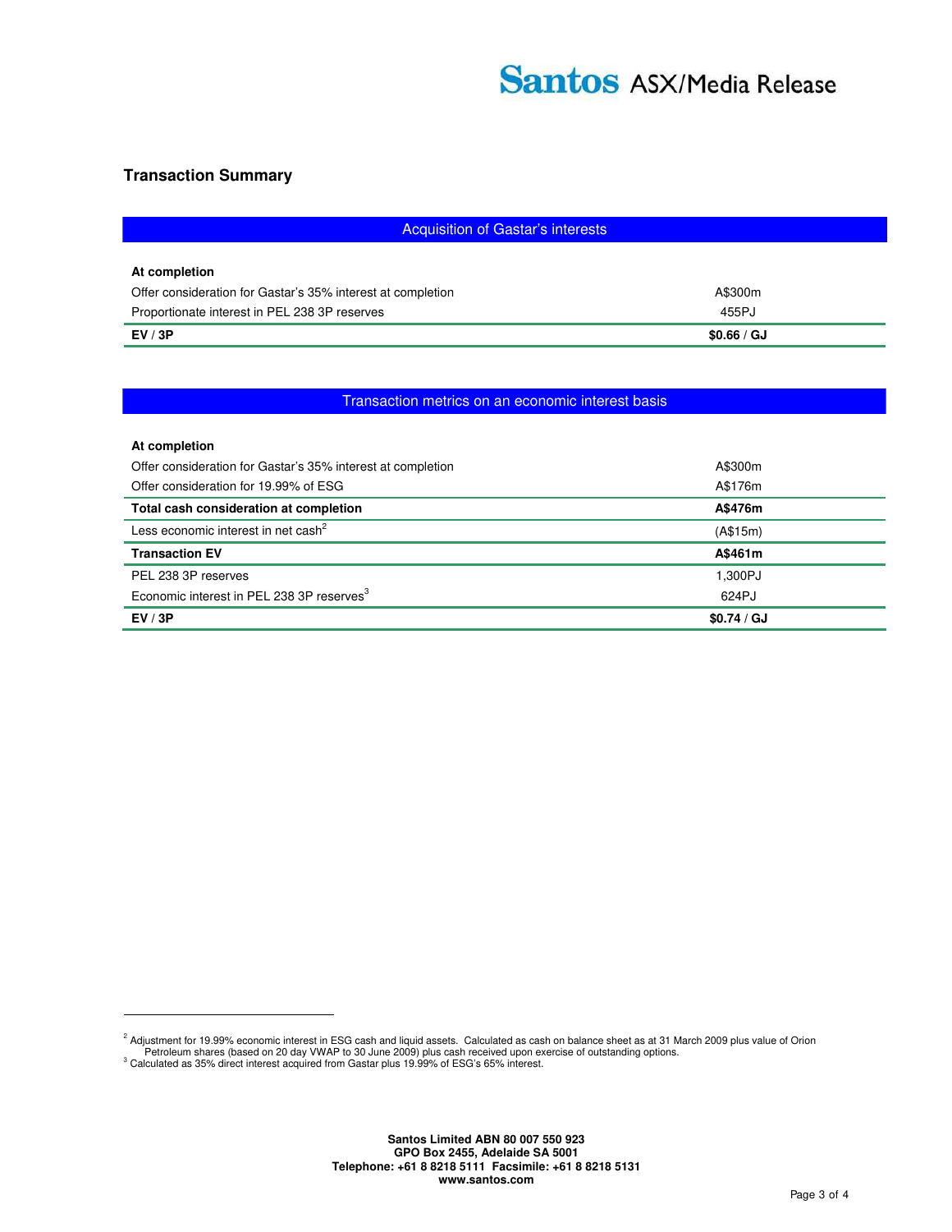## Transaction Summary

| Acquisition of Gastar's interests | |
|---|---|
| **At completion** | |
| Offer consideration for Gastar's 35% interest at completion | A$300m |
| Proportionate interest in PEL 238 3P reserves | 455PJ |
| **EV / 3P** | **$0.66 / GJ** |

| Transaction metrics on an economic interest basis | |
|---|---|
| **At completion** | |
| Offer consideration for Gastar's 35% interest at completion | A$300m |
| Offer consideration for 19.99% of ESG | A$176m |
| **Total cash consideration at completion** | **A$476m** |
| Less economic interest in net cash[2] | (A$15m) |
| **Transaction EV** | **A$461m** |
| PEL 238 3P reserves | 1,300PJ |
| Economic interest in PEL 238 3P reserves[3] | 624PJ |
| **EV / 3P** | **$0.74 / GJ** |

[2] Adjustment for 19.99% economic interest in ESG cash and liquid assets. Calculated as cash on balance sheet as at 31 March 2009 plus value of Orion Petroleum shares (based on 20 day VWAP to 30 June 2009) plus cash received upon exercise of outstanding options.

[3] Calculated as 35% direct interest acquired from Gastar plus 19.99% of ESG's 65% interest.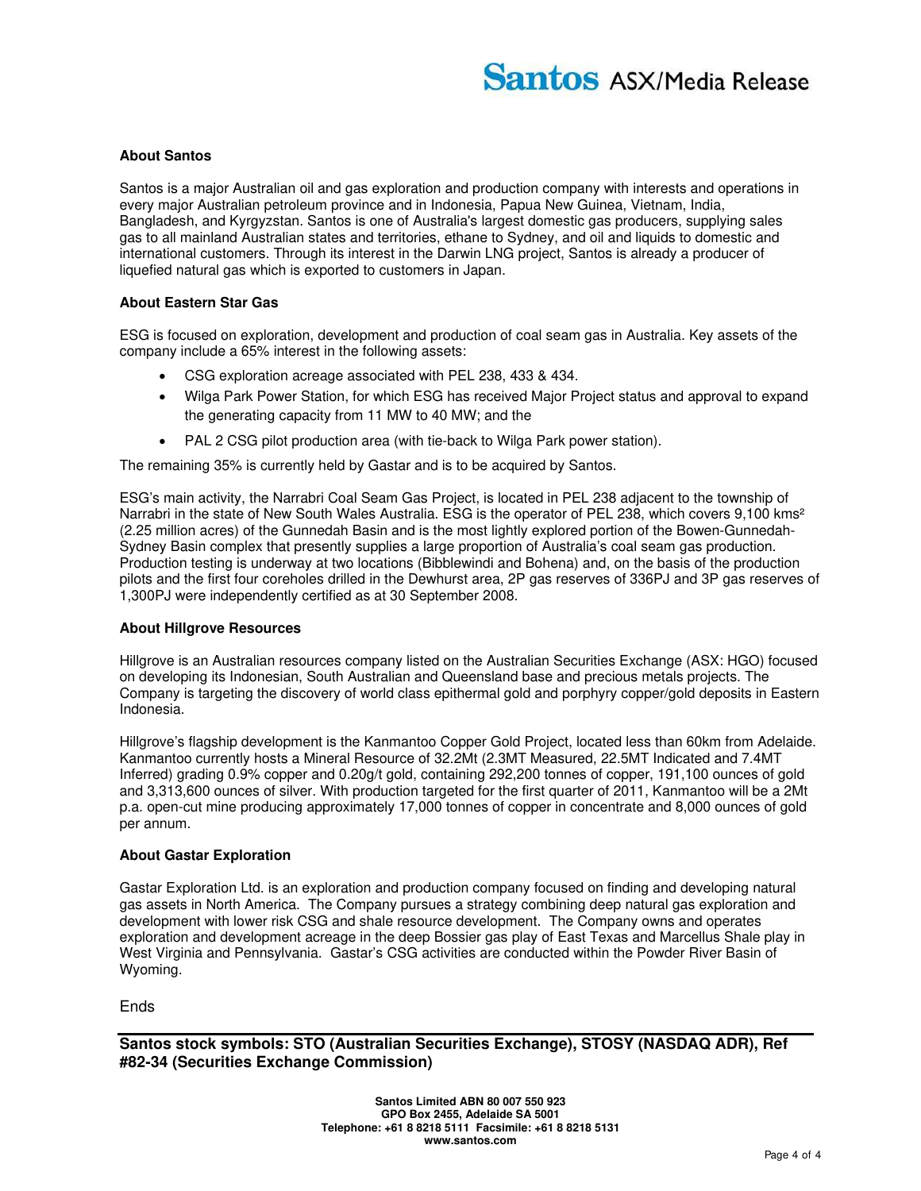## About Santos

Santos is a major Australian oil and gas exploration and production company with interests and operations in every major Australian petroleum province and in Indonesia, Papua New Guinea, Vietnam, India, Bangladesh, and Kyrgyzstan. Santos is one of Australia's largest domestic gas producers, supplying sales gas to all mainland Australian states and territories, ethane to Sydney, and oil and liquids to domestic and international customers. Through its interest in the Darwin LNG project, Santos is already a producer of liquefied natural gas which is exported to customers in Japan.

## About Eastern Star Gas

ESG is focused on exploration, development and production of coal seam gas in Australia. Key assets of the company include a 65% interest in the following assets:

- CSG exploration acreage associated with PEL 238, 433 & 434.
- Wilga Park Power Station, for which ESG has received Major Project status and approval to expand the generating capacity from 11 MW to 40 MW; and the
- PAL 2 CSG pilot production area (with tie-back to Wilga Park power station).

The remaining 35% is currently held by Gastar and is to be acquired by Santos.

ESG's main activity, the Narrabri Coal Seam Gas Project, is located in PEL 238 adjacent to the township of Narrabri in the state of New South Wales Australia. ESG is the operator of PEL 238, which covers 9,100 $kms^2$ (2.25 million acres) of the Gunnedah Basin and is the most lightly explored portion of the Bowen-Gunnedah-Sydney Basin complex that presently supplies a large proportion of Australia's coal seam gas production. Production testing is underway at two locations (Bibblewindi and Bohena) and, on the basis of the production pilots and the first four coreholes drilled in the Dewhurst area, 2P gas reserves of 336PJ and 3P gas reserves of 1,300PJ were independently certified as at 30 September 2008.

## About Hillgrove Resources

Hillgrove is an Australian resources company listed on the Australian Securities Exchange (ASX: HGO) focused on developing its Indonesian, South Australian and Queensland base and precious metals projects. The Company is targeting the discovery of world class epithermal gold and porphyry copper/gold deposits in Eastern Indonesia.

Hillgrove's flagship development is the Kanmantoo Copper Gold Project, located less than 60km from Adelaide. Kanmantoo currently hosts a Mineral Resource of 32.2Mt (2.3MT Measured, 22.5MT Indicated and 7.4MT Inferred) grading 0.9% copper and 0.20g/t gold, containing 292,200 tonnes of copper, 191,100 ounces of gold and 3,313,600 ounces of silver. With production targeted for the first quarter of 2011, Kanmantoo will be a 2Mt p.a. open-cut mine producing approximately 17,000 tonnes of copper in concentrate and 8,000 ounces of gold per annum.

## About Gastar Exploration

Gastar Exploration Ltd. is an exploration and production company focused on finding and developing natural gas assets in North America. The Company pursues a strategy combining deep natural gas exploration and development with lower risk CSG and shale resource development. The Company owns and operates exploration and development acreage in the deep Bossier gas play of East Texas and Marcellus Shale play in West Virginia and Pennsylvania. Gastar's CSG activities are conducted within the Powder River Basin of Wyoming.

Ends

**Santos stock symbols: STO (Australian Securities Exchange), STOSY (NASDAQ ADR), Ref #82-34 (Securities Exchange Commission)**

**Santos Limited ABN 80 007 550 923**
**GPO Box 2455, Adelaide SA 5001**
**Telephone: +61 8 8218 5111 Facsimile: +61 8 8218 5131**
**www.santos.com**